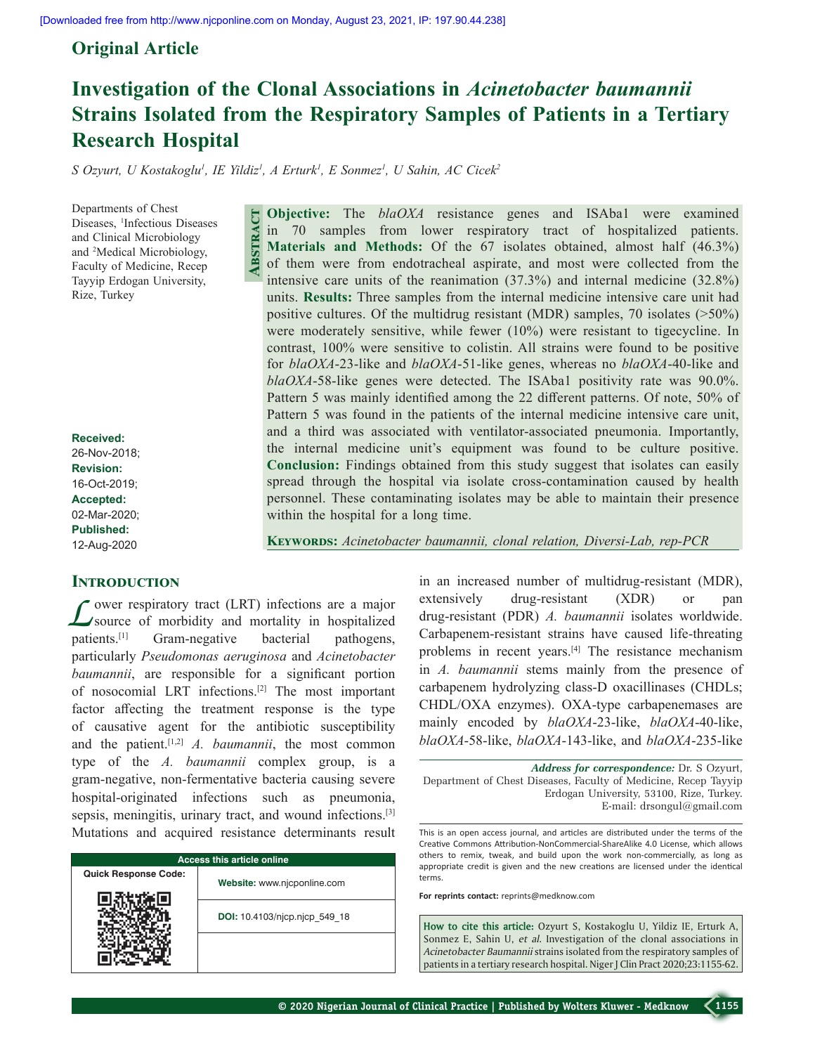Original Article

# Investigation of the Clonal Associations in *Acinetobacter baumannii* Strains Isolated from the Respiratory Samples of Patients in a Tertiary Research Hospital

*S Ozyurt, U Kostakoglu[1], IE Yildiz[1], A Erturk[1], E Sonmez[1], U Sahin, AC Cicek[2]*

Departments of Chest Diseases, [1]Infectious Diseases and Clinical Microbiology and [2]Medical Microbiology, Faculty of Medicine, Recep Tayyip Erdogan University, Rize, Turkey

**Received:** 26-Nov-2018; **Revision:** 16-Oct-2019; **Accepted:** 02-Mar-2020; **Published:** 12-Aug-2020

## Abstract

**Objective:** The *blaOXA* resistance genes and ISAba1 were examined in 70 samples from lower respiratory tract of hospitalized patients. **Materials and Methods:** Of the 67 isolates obtained, almost half (46.3%) of them were from endotracheal aspirate, and most were collected from the intensive care units of the reanimation (37.3%) and internal medicine (32.8%) units. **Results:** Three samples from the internal medicine intensive care unit had positive cultures. Of the multidrug resistant (MDR) samples, 70 isolates (>50%) were moderately sensitive, while fewer (10%) were resistant to tigecycline. In contrast, 100% were sensitive to colistin. All strains were found to be positive for *blaOXA*-23-like and *blaOXA*-51-like genes, whereas no *blaOXA*-40-like and *blaOXA*-58-like genes were detected. The ISAba1 positivity rate was 90.0%. Pattern 5 was mainly identified among the 22 different patterns. Of note, 50% of Pattern 5 was found in the patients of the internal medicine intensive care unit, and a third was associated with ventilator-associated pneumonia. Importantly, the internal medicine unit's equipment was found to be culture positive. **Conclusion:** Findings obtained from this study suggest that isolates can easily spread through the hospital via isolate cross-contamination caused by health personnel. These contaminating isolates may be able to maintain their presence within the hospital for a long time.

**Keywords:** *Acinetobacter baumannii, clonal relation, Diversi-Lab, rep-PCR*

## Introduction

Lower respiratory tract (LRT) infections are a major source of morbidity and mortality in hospitalized patients.[1] Gram-negative bacterial pathogens, particularly *Pseudomonas aeruginosa* and *Acinetobacter baumannii*, are responsible for a significant portion of nosocomial LRT infections.[2] The most important factor affecting the treatment response is the type of causative agent for the antibiotic susceptibility and the patient.[1,2] *A. baumannii*, the most common type of the *A. baumannii* complex group, is a gram-negative, non-fermentative bacteria causing severe hospital-originated infections such as pneumonia, sepsis, meningitis, urinary tract, and wound infections.[3] Mutations and acquired resistance determinants result in an increased number of multidrug-resistant (MDR), extensively drug-resistant (XDR) or pan drug-resistant (PDR) *A. baumannii* isolates worldwide. Carbapenem-resistant strains have caused life-threating problems in recent years.[4] The resistance mechanism in *A. baumannii* stems mainly from the presence of carbapenem hydrolyzing class-D oxacillinases (CHDLs; CHDL/OXA enzymes). OXA-type carbapenemases are mainly encoded by *blaOXA*-23-like, *blaOXA*-40-like, *blaOXA*-58-like, *blaOXA*-143-like, and *blaOXA*-235-like

| Access this article online | |
|---|---|
| Quick Response Code: | Website: www.njcponline.com |
| | DOI: 10.4103/njcp.njcp_549_18 |

***Address for correspondence:*** Dr. S Ozyurt, Department of Chest Diseases, Faculty of Medicine, Recep Tayyip Erdogan University, 53100, Rize, Turkey. E-mail: drsongul@gmail.com

This is an open access journal, and articles are distributed under the terms of the Creative Commons Attribution-NonCommercial-ShareAlike 4.0 License, which allows others to remix, tweak, and build upon the work non-commercially, as long as appropriate credit is given and the new creations are licensed under the identical terms.

**For reprints contact:** reprints@medknow.com

**How to cite this article:** Ozyurt S, Kostakoglu U, Yildiz IE, Erturk A, Sonmez E, Sahin U, *et al*. Investigation of the clonal associations in *Acinetobacter Baumannii* strains isolated from the respiratory samples of patients in a tertiary research hospital. Niger J Clin Pract 2020;23:1155-62.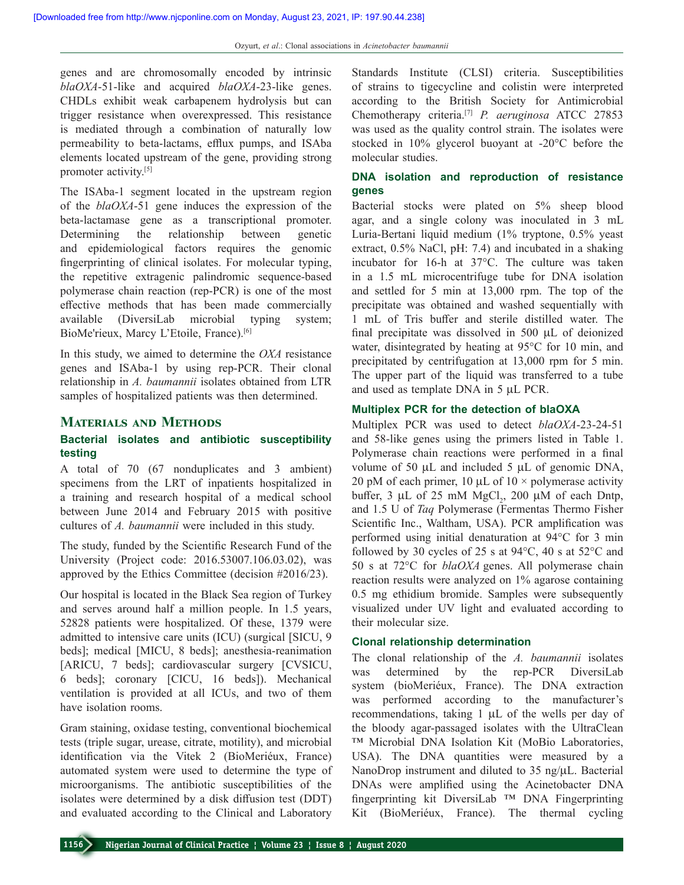genes and are chromosomally encoded by intrinsic *blaOXA*-51-like and acquired *blaOXA*-23-like genes. CHDLs exhibit weak carbapenem hydrolysis but can trigger resistance when overexpressed. This resistance is mediated through a combination of naturally low permeability to beta-lactams, efflux pumps, and ISAba elements located upstream of the gene, providing strong promoter activity.[5]

The ISAba-1 segment located in the upstream region of the *blaOXA*-51 gene induces the expression of the beta-lactamase gene as a transcriptional promoter. Determining the relationship between genetic and epidemiological factors requires the genomic fingerprinting of clinical isolates. For molecular typing, the repetitive extragenic palindromic sequence-based polymerase chain reaction (rep-PCR) is one of the most effective methods that has been made commercially available (DiversiLab microbial typing system; BioMe'rieux, Marcy L'Etoile, France).[6]

In this study, we aimed to determine the *OXA* resistance genes and ISAba-1 by using rep-PCR. Their clonal relationship in *A. baumannii* isolates obtained from LTR samples of hospitalized patients was then determined.

## Materials and Methods

### Bacterial isolates and antibiotic susceptibility testing

A total of 70 (67 nonduplicates and 3 ambient) specimens from the LRT of inpatients hospitalized in a training and research hospital of a medical school between June 2014 and February 2015 with positive cultures of *A. baumannii* were included in this study.

The study, funded by the Scientific Research Fund of the University (Project code: 2016.53007.106.03.02), was approved by the Ethics Committee (decision #2016/23).

Our hospital is located in the Black Sea region of Turkey and serves around half a million people. In 1.5 years, 52828 patients were hospitalized. Of these, 1379 were admitted to intensive care units (ICU) (surgical [SICU, 9 beds]; medical [MICU, 8 beds]; anesthesia-reanimation [ARICU, 7 beds]; cardiovascular surgery [CVSICU, 6 beds]; coronary [CICU, 16 beds]). Mechanical ventilation is provided at all ICUs, and two of them have isolation rooms.

Gram staining, oxidase testing, conventional biochemical tests (triple sugar, urease, citrate, motility), and microbial identification via the Vitek 2 (BioMeriéux, France) automated system were used to determine the type of microorganisms. The antibiotic susceptibilities of the isolates were determined by a disk diffusion test (DDT) and evaluated according to the Clinical and Laboratory Standards Institute (CLSI) criteria. Susceptibilities of strains to tigecycline and colistin were interpreted according to the British Society for Antimicrobial Chemotherapy criteria.[7] *P. aeruginosa* ATCC 27853 was used as the quality control strain. The isolates were stocked in 10% glycerol buoyant at -20°C before the molecular studies.

### DNA isolation and reproduction of resistance genes

Bacterial stocks were plated on 5% sheep blood agar, and a single colony was inoculated in 3 mL Luria-Bertani liquid medium (1% tryptone, 0.5% yeast extract, 0.5% NaCl, pH: 7.4) and incubated in a shaking incubator for 16-h at 37°C. The culture was taken in a 1.5 mL microcentrifuge tube for DNA isolation and settled for 5 min at 13,000 rpm. The top of the precipitate was obtained and washed sequentially with 1 mL of Tris buffer and sterile distilled water. The final precipitate was dissolved in 500 µL of deionized water, disintegrated by heating at 95°C for 10 min, and precipitated by centrifugation at 13,000 rpm for 5 min. The upper part of the liquid was transferred to a tube and used as template DNA in 5 µL PCR.

### Multiplex PCR for the detection of blaOXA

Multiplex PCR was used to detect *blaOXA*-23-24-51 and 58-like genes using the primers listed in Table 1. Polymerase chain reactions were performed in a final volume of 50 µL and included 5 µL of genomic DNA, 20 pM of each primer, 10 µL of 10 × polymerase activity buffer, 3 µL of 25 mM $MgCl_2$, 200 µM of each Dntp, and 1.5 U of *Taq* Polymerase (Fermentas Thermo Fisher Scientific Inc., Waltham, USA). PCR amplification was performed using initial denaturation at 94°C for 3 min followed by 30 cycles of 25 s at 94°C, 40 s at 52°C and 50 s at 72°C for *blaOXA* genes. All polymerase chain reaction results were analyzed on 1% agarose containing 0.5 mg ethidium bromide. Samples were subsequently visualized under UV light and evaluated according to their molecular size.

### Clonal relationship determination

The clonal relationship of the *A. baumannii* isolates was determined by the rep-PCR DiversiLab system (bioMeriéux, France). The DNA extraction was performed according to the manufacturer's recommendations, taking 1 µL of the wells per day of the bloody agar-passaged isolates with the UltraClean ™ Microbial DNA Isolation Kit (MoBio Laboratories, USA). The DNA quantities were measured by a NanoDrop instrument and diluted to 35 ng/µL. Bacterial DNAs were amplified using the Acinetobacter DNA fingerprinting kit DiversiLab ™ DNA Fingerprinting Kit (BioMeriéux, France). The thermal cycling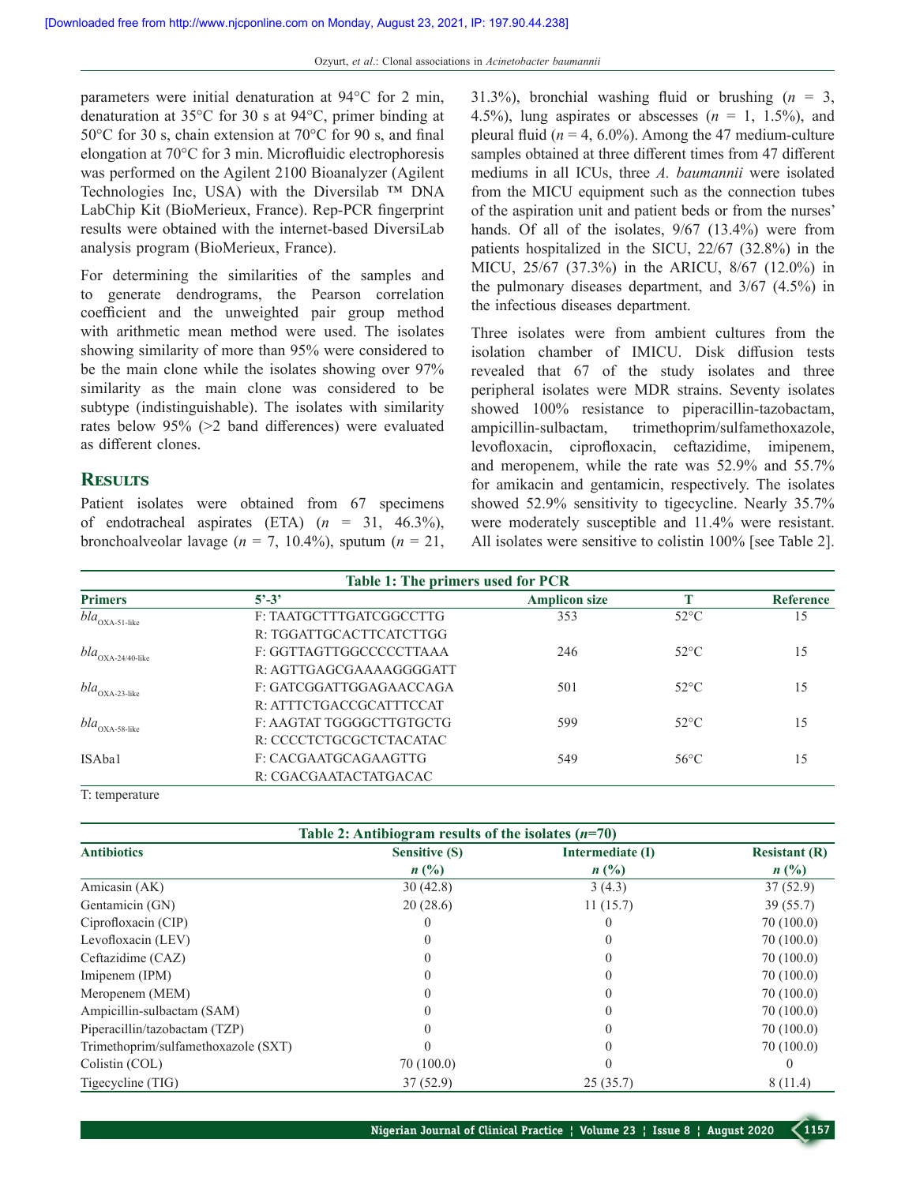parameters were initial denaturation at 94°C for 2 min, denaturation at 35°C for 30 s at 94°C, primer binding at 50°C for 30 s, chain extension at 70°C for 90 s, and final elongation at 70°C for 3 min. Microfluidic electrophoresis was performed on the Agilent 2100 Bioanalyzer (Agilent Technologies Inc, USA) with the Diversilab ™ DNA LabChip Kit (BioMerieux, France). Rep-PCR fingerprint results were obtained with the internet-based DiversiLab analysis program (BioMerieux, France).

For determining the similarities of the samples and to generate dendrograms, the Pearson correlation coefficient and the unweighted pair group method with arithmetic mean method were used. The isolates showing similarity of more than 95% were considered to be the main clone while the isolates showing over 97% similarity as the main clone was considered to be subtype (indistinguishable). The isolates with similarity rates below 95% (>2 band differences) were evaluated as different clones.

## Results

Patient isolates were obtained from 67 specimens of endotracheal aspirates (ETA) ($n$ = 31, 46.3%), bronchoalveolar lavage ($n$ = 7, 10.4%), sputum ($n$ = 21, 31.3%), bronchial washing fluid or brushing ($n$ = 3, 4.5%), lung aspirates or abscesses ($n$ = 1, 1.5%), and pleural fluid ($n$ = 4, 6.0%). Among the 47 medium-culture samples obtained at three different times from 47 different mediums in all ICUs, three *A. baumannii* were isolated from the MICU equipment such as the connection tubes of the aspiration unit and patient beds or from the nurses' hands. Of all of the isolates, 9/67 (13.4%) were from patients hospitalized in the SICU, 22/67 (32.8%) in the MICU, 25/67 (37.3%) in the ARICU, 8/67 (12.0%) in the pulmonary diseases department, and 3/67 (4.5%) in the infectious diseases department.

Three isolates were from ambient cultures from the isolation chamber of IMICU. Disk diffusion tests revealed that 67 of the study isolates and three peripheral isolates were MDR strains. Seventy isolates showed 100% resistance to piperacillin-tazobactam, ampicillin-sulbactam, trimethoprim/sulfamethoxazole, levofloxacin, ciprofloxacin, ceftazidime, imipenem, and meropenem, while the rate was 52.9% and 55.7% for amikacin and gentamicin, respectively. The isolates showed 52.9% sensitivity to tigecycline. Nearly 35.7% were moderately susceptible and 11.4% were resistant. All isolates were sensitive to colistin 100% [see Table 2].

**Table 1: The primers used for PCR**

| Primers | 5'-3' | Amplicon size | T | Reference |
|---|---|---|---|---|
| *bla*$_{\text{OXA-51-like}}$ | F: TAATGCTTTGATCGGCCTTG<br>R: TGGATTGCACTTCATCTTGG | 353 | 52°C | 15 |
| *bla*$_{\text{OXA-24/40-like}}$ | F: GGTTAGTTGGCCCCCTTAAA<br>R: AGTTGAGCGAAAAGGGGATT | 246 | 52°C | 15 |
| *bla*$_{\text{OXA-23-like}}$ | F: GATCGGATTGGAGAACCAGA<br>R: ATTTCTGACCGCATTTCCAT | 501 | 52°C | 15 |
| *bla*$_{\text{OXA-58-like}}$ | F: AAGTAT TGGGGCTTGTGCTG<br>R: CCCCTCTGCGCTCTACATAC | 599 | 52°C | 15 |
| ISAba1 | F: CACGAATGCAGAAGTTG<br>R: CGACGAATACTATGACAC | 549 | 56°C | 15 |

T: temperature

**Table 2: Antibiogram results of the isolates (*n*=70)**

| Antibiotics | Sensitive (S) *n* (%) | Intermediate (I) *n* (%) | Resistant (R) *n* (%) |
|---|---|---|---|
| Amicasin (AK) | 30 (42.8) | 3 (4.3) | 37 (52.9) |
| Gentamicin (GN) | 20 (28.6) | 11 (15.7) | 39 (55.7) |
| Ciprofloxacin (CIP) | 0 | 0 | 70 (100.0) |
| Levofloxacin (LEV) | 0 | 0 | 70 (100.0) |
| Ceftazidime (CAZ) | 0 | 0 | 70 (100.0) |
| Imipenem (IPM) | 0 | 0 | 70 (100.0) |
| Meropenem (MEM) | 0 | 0 | 70 (100.0) |
| Ampicillin-sulbactam (SAM) | 0 | 0 | 70 (100.0) |
| Piperacillin/tazobactam (TZP) | 0 | 0 | 70 (100.0) |
| Trimethoprim/sulfamethoxazole (SXT) | 0 | 0 | 70 (100.0) |
| Colistin (COL) | 70 (100.0) | 0 | 0 |
| Tigecycline (TIG) | 37 (52.9) | 25 (35.7) | 8 (11.4) |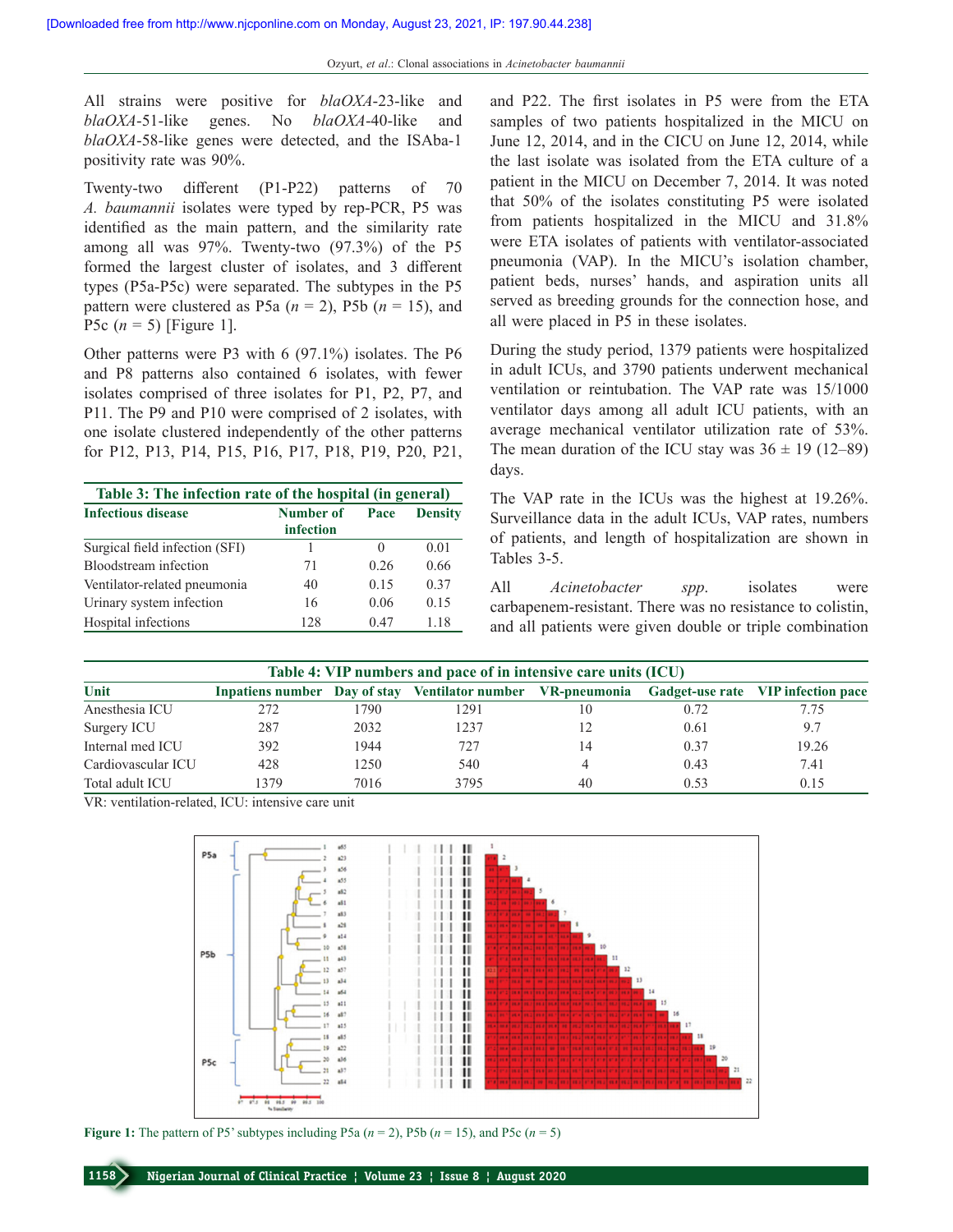All strains were positive for *blaOXA*-23-like and *blaOXA*-51-like genes. No *blaOXA*-40-like and *blaOXA*-58-like genes were detected, and the ISAba-1 positivity rate was 90%.

Twenty-two different (P1-P22) patterns of 70 *A. baumannii* isolates were typed by rep-PCR, P5 was identified as the main pattern, and the similarity rate among all was 97%. Twenty-two (97.3%) of the P5 formed the largest cluster of isolates, and 3 different types (P5a-P5c) were separated. The subtypes in the P5 pattern were clustered as P5a ($n$ = 2), P5b ($n$ = 15), and P5c ($n$ = 5) [Figure 1].

Other patterns were P3 with 6 (97.1%) isolates. The P6 and P8 patterns also contained 6 isolates, with fewer isolates comprised of three isolates for P1, P2, P7, and P11. The P9 and P10 were comprised of 2 isolates, with one isolate clustered independently of the other patterns for P12, P13, P14, P15, P16, P17, P18, P19, P20, P21, and P22. The first isolates in P5 were from the ETA samples of two patients hospitalized in the MICU on June 12, 2014, and in the CICU on June 12, 2014, while the last isolate was isolated from the ETA culture of a patient in the MICU on December 7, 2014. It was noted that 50% of the isolates constituting P5 were isolated from patients hospitalized in the MICU and 31.8% were ETA isolates of patients with ventilator-associated pneumonia (VAP). In the MICU's isolation chamber, patient beds, nurses' hands, and aspiration units all served as breeding grounds for the connection hose, and all were placed in P5 in these isolates.

**Table 3: The infection rate of the hospital (in general)**

| Infectious disease | Number of infection | Pace | Density |
|---|---|---|---|
| Surgical field infection (SFI) | 1 | 0 | 0.01 |
| Bloodstream infection | 71 | 0.26 | 0.66 |
| Ventilator-related pneumonia | 40 | 0.15 | 0.37 |
| Urinary system infection | 16 | 0.06 | 0.15 |
| Hospital infections | 128 | 0.47 | 1.18 |

During the study period, 1379 patients were hospitalized in adult ICUs, and 3790 patients underwent mechanical ventilation or reintubation. The VAP rate was 15/1000 ventilator days among all adult ICU patients, with an average mechanical ventilator utilization rate of 53%. The mean duration of the ICU stay was 36 ± 19 (12–89) days.

The VAP rate in the ICUs was the highest at 19.26%. Surveillance data in the adult ICUs, VAP rates, numbers of patients, and length of hospitalization are shown in Tables 3-5.

All *Acinetobacter spp.* isolates were carbapenem-resistant. There was no resistance to colistin, and all patients were given double or triple combination

**Table 4: VIP numbers and pace of in intensive care units (ICU)**

| Unit | Inpatiens number | Day of stay | Ventilator number | VR-pneumonia | Gadget-use rate | VIP infection pace |
|---|---|---|---|---|---|---|
| Anesthesia ICU | 272 | 1790 | 1291 | 10 | 0.72 | 7.75 |
| Surgery ICU | 287 | 2032 | 1237 | 12 | 0.61 | 9.7 |
| Internal med ICU | 392 | 1944 | 727 | 14 | 0.37 | 19.26 |
| Cardiovascular ICU | 428 | 1250 | 540 | 4 | 0.43 | 7.41 |
| Total adult ICU | 1379 | 7016 | 3795 | 40 | 0.53 | 0.15 |

VR: ventilation-related, ICU: intensive care unit

**Figure 1:** The pattern of P5' subtypes including P5a ($n$ = 2), P5b ($n$ = 15), and P5c ($n$ = 5)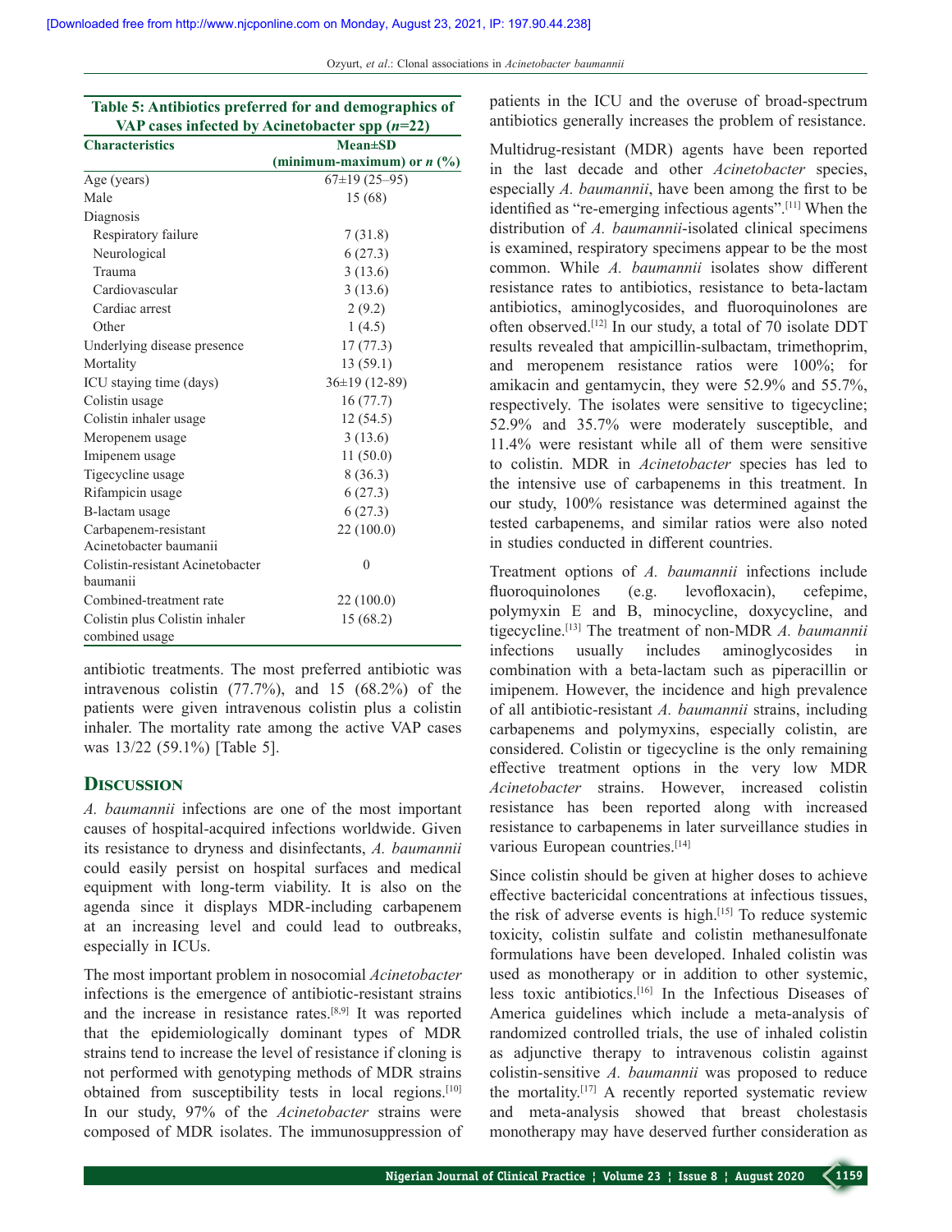**Table 5: Antibiotics preferred for and demographics of VAP cases infected by Acinetobacter spp ($n$=22)**

| Characteristics | Mean±SD (minimum-maximum) or *n* (%) |
|---|---|
| Age (years) | 67±19 (25–95) |
| Male | 15 (68) |
| Diagnosis | |
| Respiratory failure | 7 (31.8) |
| Neurological | 6 (27.3) |
| Trauma | 3 (13.6) |
| Cardiovascular | 3 (13.6) |
| Cardiac arrest | 2 (9.2) |
| Other | 1 (4.5) |
| Underlying disease presence | 17 (77.3) |
| Mortality | 13 (59.1) |
| ICU staying time (days) | 36±19 (12-89) |
| Colistin usage | 16 (77.7) |
| Colistin inhaler usage | 12 (54.5) |
| Meropenem usage | 3 (13.6) |
| Imipenem usage | 11 (50.0) |
| Tigecycline usage | 8 (36.3) |
| Rifampicin usage | 6 (27.3) |
| B-lactam usage | 6 (27.3) |
| Carbapenem-resistant Acinetobacter baumanii | 22 (100.0) |
| Colistin-resistant Acinetobacter baumanii | 0 |
| Combined-treatment rate | 22 (100.0) |
| Colistin plus Colistin inhaler combined usage | 15 (68.2) |

antibiotic treatments. The most preferred antibiotic was intravenous colistin (77.7%), and 15 (68.2%) of the patients were given intravenous colistin plus a colistin inhaler. The mortality rate among the active VAP cases was 13/22 (59.1%) [Table 5].

## Discussion

*A. baumannii* infections are one of the most important causes of hospital-acquired infections worldwide. Given its resistance to dryness and disinfectants, *A. baumannii* could easily persist on hospital surfaces and medical equipment with long-term viability. It is also on the agenda since it displays MDR-including carbapenem at an increasing level and could lead to outbreaks, especially in ICUs.

The most important problem in nosocomial *Acinetobacter* infections is the emergence of antibiotic-resistant strains and the increase in resistance rates.[8,9] It was reported that the epidemiologically dominant types of MDR strains tend to increase the level of resistance if cloning is not performed with genotyping methods of MDR strains obtained from susceptibility tests in local regions.[10] In our study, 97% of the *Acinetobacter* strains were composed of MDR isolates. The immunosuppression of patients in the ICU and the overuse of broad-spectrum antibiotics generally increases the problem of resistance.

Multidrug-resistant (MDR) agents have been reported in the last decade and other *Acinetobacter* species, especially *A. baumannii*, have been among the first to be identified as "re-emerging infectious agents".[11] When the distribution of *A. baumannii*-isolated clinical specimens is examined, respiratory specimens appear to be the most common. While *A. baumannii* isolates show different resistance rates to antibiotics, resistance to beta-lactam antibiotics, aminoglycosides, and fluoroquinolones are often observed.[12] In our study, a total of 70 isolate DDT results revealed that ampicillin-sulbactam, trimethoprim, and meropenem resistance ratios were 100%; for amikacin and gentamycin, they were 52.9% and 55.7%, respectively. The isolates were sensitive to tigecycline; 52.9% and 35.7% were moderately susceptible, and 11.4% were resistant while all of them were sensitive to colistin. MDR in *Acinetobacter* species has led to the intensive use of carbapenems in this treatment. In our study, 100% resistance was determined against the tested carbapenems, and similar ratios were also noted in studies conducted in different countries.

Treatment options of *A. baumannii* infections include fluoroquinolones (e.g. levofloxacin), cefepime, polymyxin E and B, minocycline, doxycycline, and tigecycline.[13] The treatment of non-MDR *A. baumannii* infections usually includes aminoglycosides in combination with a beta-lactam such as piperacillin or imipenem. However, the incidence and high prevalence of all antibiotic-resistant *A. baumannii* strains, including carbapenems and polymyxins, especially colistin, are considered. Colistin or tigecycline is the only remaining effective treatment options in the very low MDR *Acinetobacter* strains. However, increased colistin resistance has been reported along with increased resistance to carbapenems in later surveillance studies in various European countries.[14]

Since colistin should be given at higher doses to achieve effective bactericidal concentrations at infectious tissues, the risk of adverse events is high.[15] To reduce systemic toxicity, colistin sulfate and colistin methanesulfonate formulations have been developed. Inhaled colistin was used as monotherapy or in addition to other systemic, less toxic antibiotics.[16] In the Infectious Diseases of America guidelines which include a meta-analysis of randomized controlled trials, the use of inhaled colistin as adjunctive therapy to intravenous colistin against colistin-sensitive *A. baumannii* was proposed to reduce the mortality.[17] A recently reported systematic review and meta-analysis showed that breast cholestasis monotherapy may have deserved further consideration as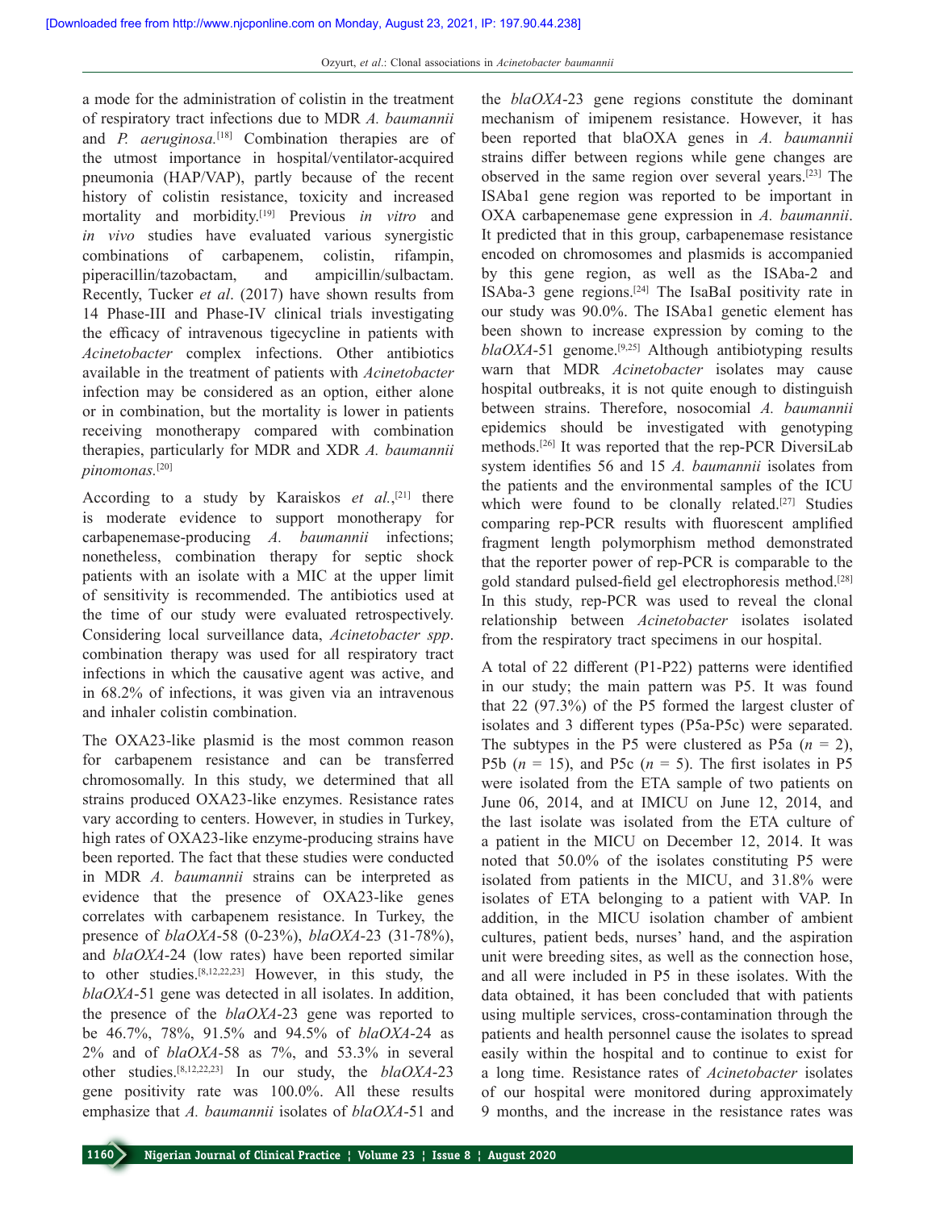a mode for the administration of colistin in the treatment of respiratory tract infections due to MDR *A. baumannii* and *P. aeruginosa*.[18] Combination therapies are of the utmost importance in hospital/ventilator-acquired pneumonia (HAP/VAP), partly because of the recent history of colistin resistance, toxicity and increased mortality and morbidity.[19] Previous *in vitro* and *in vivo* studies have evaluated various synergistic combinations of carbapenem, colistin, rifampin, piperacillin/tazobactam, and ampicillin/sulbactam. Recently, Tucker *et al*. (2017) have shown results from 14 Phase-III and Phase-IV clinical trials investigating the efficacy of intravenous tigecycline in patients with *Acinetobacter* complex infections. Other antibiotics available in the treatment of patients with *Acinetobacter* infection may be considered as an option, either alone or in combination, but the mortality is lower in patients receiving monotherapy compared with combination therapies, particularly for MDR and XDR *A. baumannii pinomonas*.[20]

According to a study by Karaiskos *et al*.,[21] there is moderate evidence to support monotherapy for carbapenemase-producing *A. baumannii* infections; nonetheless, combination therapy for septic shock patients with an isolate with a MIC at the upper limit of sensitivity is recommended. The antibiotics used at the time of our study were evaluated retrospectively. Considering local surveillance data, *Acinetobacter spp*. combination therapy was used for all respiratory tract infections in which the causative agent was active, and in 68.2% of infections, it was given via an intravenous and inhaler colistin combination.

The OXA23-like plasmid is the most common reason for carbapenem resistance and can be transferred chromosomally. In this study, we determined that all strains produced OXA23-like enzymes. Resistance rates vary according to centers. However, in studies in Turkey, high rates of OXA23-like enzyme-producing strains have been reported. The fact that these studies were conducted in MDR *A. baumannii* strains can be interpreted as evidence that the presence of OXA23-like genes correlates with carbapenem resistance. In Turkey, the presence of *blaOXA*-58 (0-23%), *blaOXA*-23 (31-78%), and *blaOXA*-24 (low rates) have been reported similar to other studies.[8,12,22,23] However, in this study, the *blaOXA*-51 gene was detected in all isolates. In addition, the presence of the *blaOXA*-23 gene was reported to be 46.7%, 78%, 91.5% and 94.5% of *blaOXA*-24 as 2% and of *blaOXA*-58 as 7%, and 53.3% in several other studies.[8,12,22,23] In our study, the *blaOXA*-23 gene positivity rate was 100.0%. All these results emphasize that *A. baumannii* isolates of *blaOXA*-51 and the *blaOXA*-23 gene regions constitute the dominant mechanism of imipenem resistance. However, it has been reported that blaOXA genes in *A. baumannii* strains differ between regions while gene changes are observed in the same region over several years.[23] The ISAba1 gene region was reported to be important in OXA carbapenemase gene expression in *A. baumannii*. It predicted that in this group, carbapenemase resistance encoded on chromosomes and plasmids is accompanied by this gene region, as well as the ISAba-2 and ISAba-3 gene regions.[24] The IsaBaI positivity rate in our study was 90.0%. The ISAba1 genetic element has been shown to increase expression by coming to the *blaOXA*-51 genome.[9,25] Although antibiotyping results warn that MDR *Acinetobacter* isolates may cause hospital outbreaks, it is not quite enough to distinguish between strains. Therefore, nosocomial *A. baumannii* epidemics should be investigated with genotyping methods.[26] It was reported that the rep-PCR DiversiLab system identifies 56 and 15 *A. baumannii* isolates from the patients and the environmental samples of the ICU which were found to be clonally related.[27] Studies comparing rep-PCR results with fluorescent amplified fragment length polymorphism method demonstrated that the reporter power of rep-PCR is comparable to the gold standard pulsed-field gel electrophoresis method.[28] In this study, rep-PCR was used to reveal the clonal relationship between *Acinetobacter* isolates isolated from the respiratory tract specimens in our hospital.

A total of 22 different (P1-P22) patterns were identified in our study; the main pattern was P5. It was found that 22 (97.3%) of the P5 formed the largest cluster of isolates and 3 different types (P5a-P5c) were separated. The subtypes in the P5 were clustered as P5a ($n$ = 2), P5b ($n$ = 15), and P5c ($n$ = 5). The first isolates in P5 were isolated from the ETA sample of two patients on June 06, 2014, and at IMICU on June 12, 2014, and the last isolate was isolated from the ETA culture of a patient in the MICU on December 12, 2014. It was noted that 50.0% of the isolates constituting P5 were isolated from patients in the MICU, and 31.8% were isolates of ETA belonging to a patient with VAP. In addition, in the MICU isolation chamber of ambient cultures, patient beds, nurses' hand, and the aspiration unit were breeding sites, as well as the connection hose, and all were included in P5 in these isolates. With the data obtained, it has been concluded that with patients using multiple services, cross-contamination through the patients and health personnel cause the isolates to spread easily within the hospital and to continue to exist for a long time. Resistance rates of *Acinetobacter* isolates of our hospital were monitored during approximately 9 months, and the increase in the resistance rates was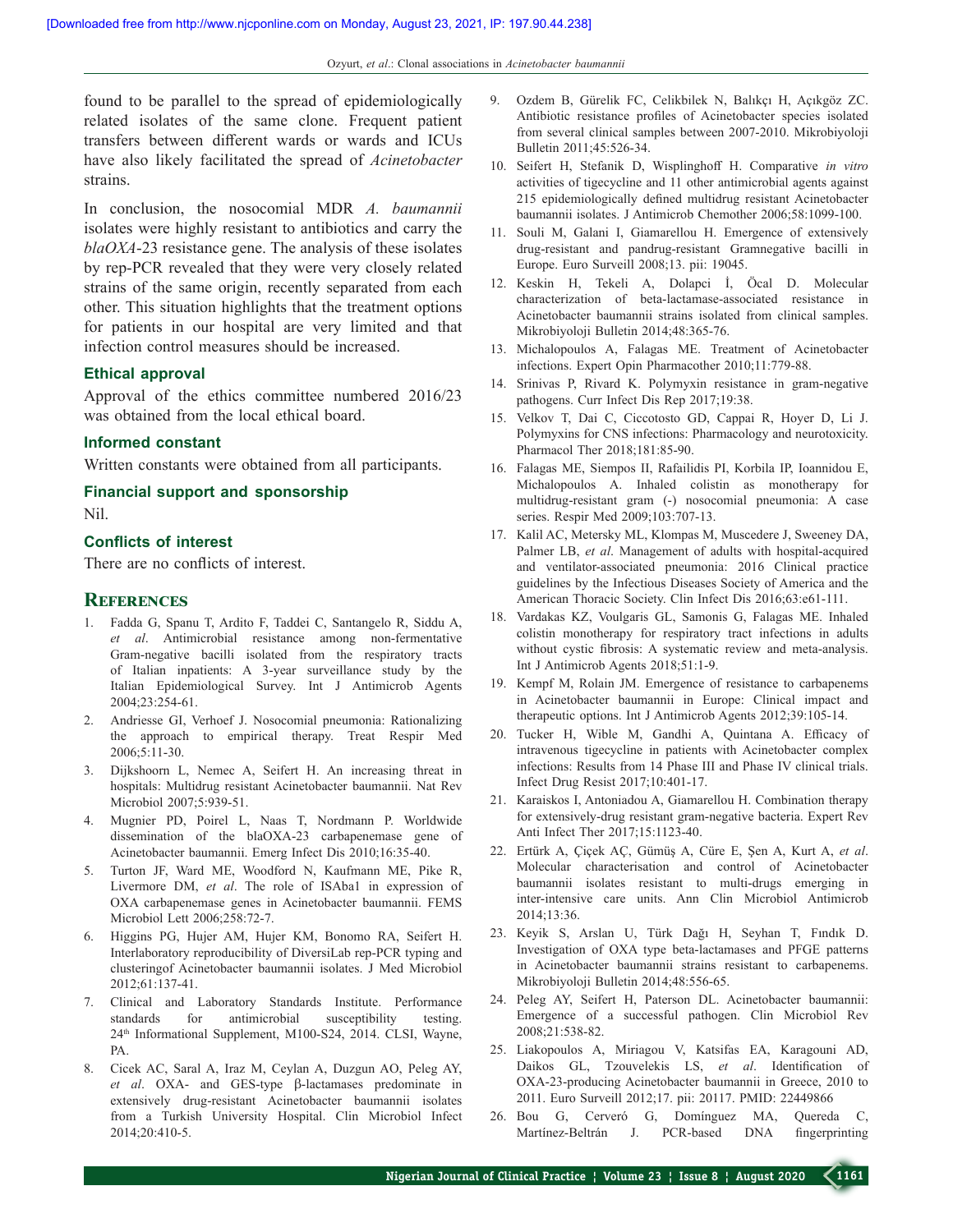found to be parallel to the spread of epidemiologically related isolates of the same clone. Frequent patient transfers between different wards or wards and ICUs have also likely facilitated the spread of *Acinetobacter* strains.

In conclusion, the nosocomial MDR *A. baumannii* isolates were highly resistant to antibiotics and carry the *blaOXA*-23 resistance gene. The analysis of these isolates by rep-PCR revealed that they were very closely related strains of the same origin, recently separated from each other. This situation highlights that the treatment options for patients in our hospital are very limited and that infection control measures should be increased.

### Ethical approval

Approval of the ethics committee numbered 2016/23 was obtained from the local ethical board.

### Informed constant

Written constants were obtained from all participants.

### Financial support and sponsorship

Nil.

### Conflicts of interest

There are no conflicts of interest.

## References

1. Fadda G, Spanu T, Ardito F, Taddei C, Santangelo R, Siddu A, *et al*. Antimicrobial resistance among non-fermentative Gram-negative bacilli isolated from the respiratory tracts of Italian inpatients: A 3-year surveillance study by the Italian Epidemiological Survey. Int J Antimicrob Agents 2004;23:254-61.
2. Andriesse GI, Verhoef J. Nosocomial pneumonia: Rationalizing the approach to empirical therapy. Treat Respir Med 2006;5:11-30.
3. Dijkshoorn L, Nemec A, Seifert H. An increasing threat in hospitals: Multidrug resistant Acinetobacter baumannii. Nat Rev Microbiol 2007;5:939-51.
4. Mugnier PD, Poirel L, Naas T, Nordmann P. Worldwide dissemination of the blaOXA-23 carbapenemase gene of Acinetobacter baumannii. Emerg Infect Dis 2010;16:35-40.
5. Turton JF, Ward ME, Woodford N, Kaufmann ME, Pike R, Livermore DM, *et al*. The role of ISAba1 in expression of OXA carbapenemase genes in Acinetobacter baumannii. FEMS Microbiol Lett 2006;258:72-7.
6. Higgins PG, Hujer AM, Hujer KM, Bonomo RA, Seifert H. Interlaboratory reproducibility of DiversiLab rep-PCR typing and clusteringof Acinetobacter baumannii isolates. J Med Microbiol 2012;61:137-41.
7. Clinical and Laboratory Standards Institute. Performance standards for antimicrobial susceptibility testing. 24th Informational Supplement, M100-S24, 2014. CLSI, Wayne, PA.
8. Cicek AC, Saral A, Iraz M, Ceylan A, Duzgun AO, Peleg AY, *et al*. OXA- and GES-type β-lactamases predominate in extensively drug-resistant Acinetobacter baumannii isolates from a Turkish University Hospital. Clin Microbiol Infect 2014;20:410-5.
9. Ozdem B, Gürelik FC, Celikbilek N, Balıkçı H, Açıkgöz ZC. Antibiotic resistance profiles of Acinetobacter species isolated from several clinical samples between 2007-2010. Mikrobiyoloji Bulletin 2011;45:526-34.
10. Seifert H, Stefanik D, Wisplinghoff H. Comparative *in vitro* activities of tigecycline and 11 other antimicrobial agents against 215 epidemiologically defined multidrug resistant Acinetobacter baumannii isolates. J Antimicrob Chemother 2006;58:1099-100.
11. Souli M, Galani I, Giamarellou H. Emergence of extensively drug-resistant and pandrug-resistant Gramnegative bacilli in Europe. Euro Surveill 2008;13. pii: 19045.
12. Keskin H, Tekeli A, Dolapci İ, Öcal D. Molecular characterization of beta-lactamase-associated resistance in Acinetobacter baumannii strains isolated from clinical samples. Mikrobiyoloji Bulletin 2014;48:365-76.
13. Michalopoulos A, Falagas ME. Treatment of Acinetobacter infections. Expert Opin Pharmacother 2010;11:779-88.
14. Srinivas P, Rivard K. Polymyxin resistance in gram-negative pathogens. Curr Infect Dis Rep 2017;19:38.
15. Velkov T, Dai C, Ciccotosto GD, Cappai R, Hoyer D, Li J. Polymyxins for CNS infections: Pharmacology and neurotoxicity. Pharmacol Ther 2018;181:85-90.
16. Falagas ME, Siempos II, Rafailidis PI, Korbila IP, Ioannidou E, Michalopoulos A. Inhaled colistin as monotherapy for multidrug-resistant gram (-) nosocomial pneumonia: A case series. Respir Med 2009;103:707-13.
17. Kalil AC, Metersky ML, Klompas M, Muscedere J, Sweeney DA, Palmer LB, *et al*. Management of adults with hospital-acquired and ventilator-associated pneumonia: 2016 Clinical practice guidelines by the Infectious Diseases Society of America and the American Thoracic Society. Clin Infect Dis 2016;63:e61-111.
18. Vardakas KZ, Voulgaris GL, Samonis G, Falagas ME. Inhaled colistin monotherapy for respiratory tract infections in adults without cystic fibrosis: A systematic review and meta-analysis. Int J Antimicrob Agents 2018;51:1-9.
19. Kempf M, Rolain JM. Emergence of resistance to carbapenems in Acinetobacter baumannii in Europe: Clinical impact and therapeutic options. Int J Antimicrob Agents 2012;39:105-14.
20. Tucker H, Wible M, Gandhi A, Quintana A. Efficacy of intravenous tigecycline in patients with Acinetobacter complex infections: Results from 14 Phase III and Phase IV clinical trials. Infect Drug Resist 2017;10:401-17.
21. Karaiskos I, Antoniadou A, Giamarellou H. Combination therapy for extensively-drug resistant gram-negative bacteria. Expert Rev Anti Infect Ther 2017;15:1123-40.
22. Ertürk A, Çiçek AÇ, Gümüş A, Cüre E, Şen A, Kurt A, *et al*. Molecular characterisation and control of Acinetobacter baumannii isolates resistant to multi-drugs emerging in inter-intensive care units. Ann Clin Microbiol Antimicrob 2014;13:36.
23. Keyik S, Arslan U, Türk Dağı H, Seyhan T, Fındık D. Investigation of OXA type beta-lactamases and PFGE patterns in Acinetobacter baumannii strains resistant to carbapenems. Mikrobiyoloji Bulletin 2014;48:556-65.
24. Peleg AY, Seifert H, Paterson DL. Acinetobacter baumannii: Emergence of a successful pathogen. Clin Microbiol Rev 2008;21:538-82.
25. Liakopoulos A, Miriagou V, Katsifas EA, Karagouni AD, Daikos GL, Tzouvelekis LS, *et al*. Identification of OXA-23-producing Acinetobacter baumannii in Greece, 2010 to 2011. Euro Surveill 2012;17. pii: 20117. PMID: 22449866
26. Bou G, Cerveró G, Domínguez MA, Quereda C, Martínez-Beltrán J. PCR-based DNA fingerprinting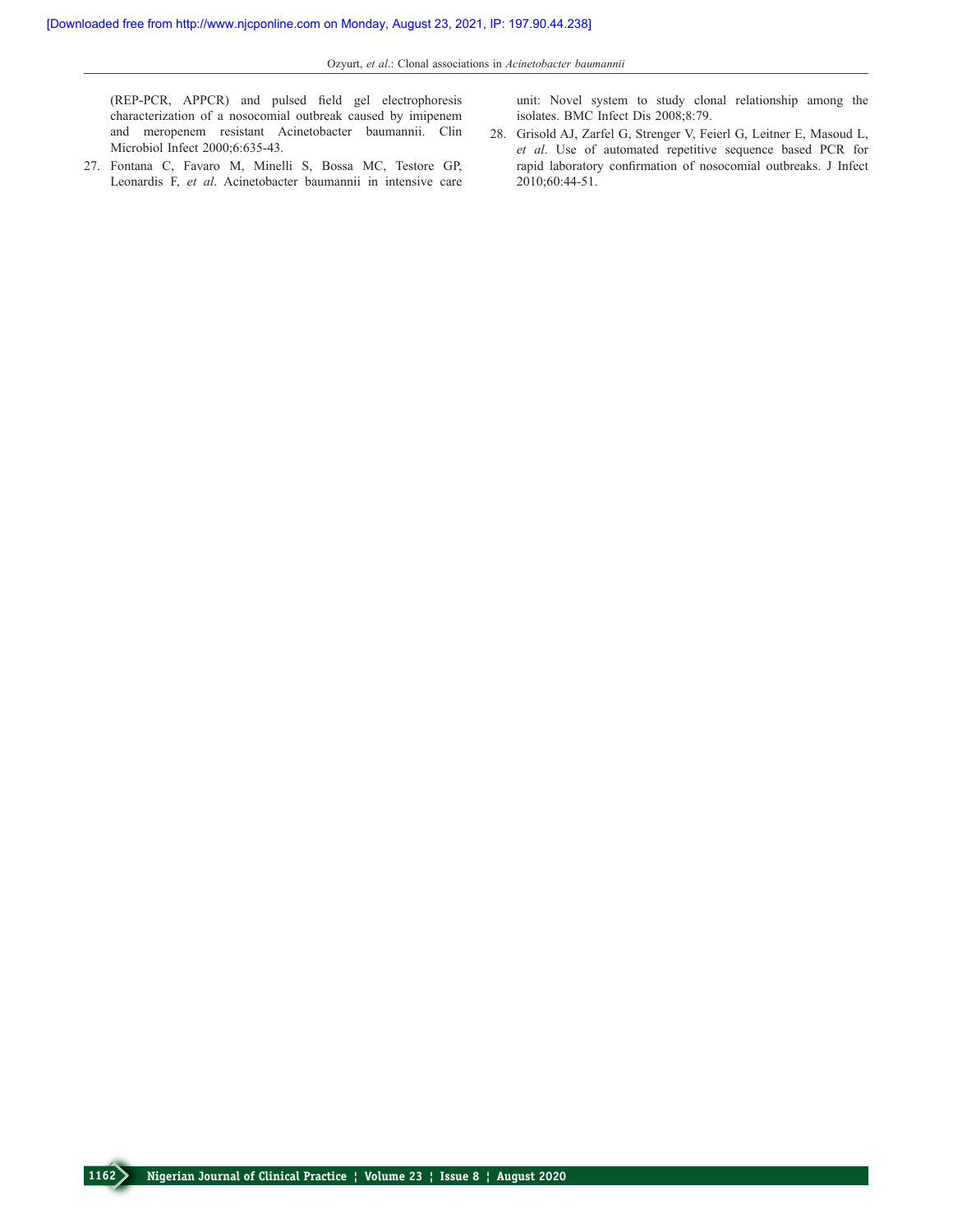(REP-PCR, APPCR) and pulsed field gel electrophoresis characterization of a nosocomial outbreak caused by imipenem and meropenem resistant Acinetobacter baumannii. Clin Microbiol Infect 2000;6:635-43.

27. Fontana C, Favaro M, Minelli S, Bossa MC, Testore GP, Leonardis F, *et al*. Acinetobacter baumannii in intensive care unit: Novel system to study clonal relationship among the isolates. BMC Infect Dis 2008;8:79.
28. Grisold AJ, Zarfel G, Strenger V, Feierl G, Leitner E, Masoud L, *et al*. Use of automated repetitive sequence based PCR for rapid laboratory confirmation of nosocomial outbreaks. J Infect 2010;60:44-51.